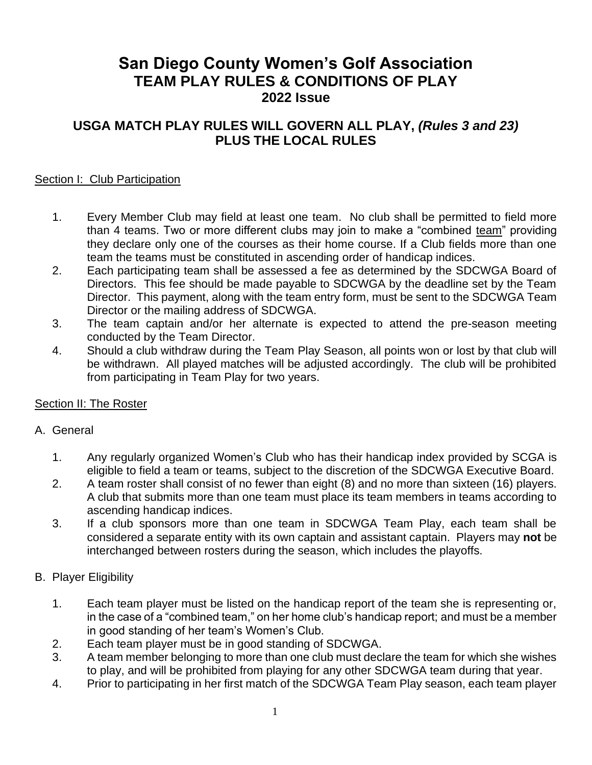# San Diego County Women's Golf Association
## TEAM PLAY RULES & CONDITIONS OF PLAY
## 2022 Issue

## USGA MATCH PLAY RULES WILL GOVERN ALL PLAY, *(Rules 3 and 23)* PLUS THE LOCAL RULES

### Section I: Club Participation

1. Every Member Club may field at least one team. No club shall be permitted to field more than 4 teams. Two or more different clubs may join to make a "combined team" providing they declare only one of the courses as their home course. If a Club fields more than one team the teams must be constituted in ascending order of handicap indices.
2. Each participating team shall be assessed a fee as determined by the SDCWGA Board of Directors. This fee should be made payable to SDCWGA by the deadline set by the Team Director. This payment, along with the team entry form, must be sent to the SDCWGA Team Director or the mailing address of SDCWGA.
3. The team captain and/or her alternate is expected to attend the pre-season meeting conducted by the Team Director.
4. Should a club withdraw during the Team Play Season, all points won or lost by that club will be withdrawn. All played matches will be adjusted accordingly. The club will be prohibited from participating in Team Play for two years.

### Section II: The Roster

A. General

1. Any regularly organized Women's Club who has their handicap index provided by SCGA is eligible to field a team or teams, subject to the discretion of the SDCWGA Executive Board.
2. A team roster shall consist of no fewer than eight (8) and no more than sixteen (16) players. A club that submits more than one team must place its team members in teams according to ascending handicap indices.
3. If a club sponsors more than one team in SDCWGA Team Play, each team shall be considered a separate entity with its own captain and assistant captain. Players may **not** be interchanged between rosters during the season, which includes the playoffs.

B. Player Eligibility

1. Each team player must be listed on the handicap report of the team she is representing or, in the case of a "combined team," on her home club's handicap report; and must be a member in good standing of her team's Women's Club.
2. Each team player must be in good standing of SDCWGA.
3. A team member belonging to more than one club must declare the team for which she wishes to play, and will be prohibited from playing for any other SDCWGA team during that year.
4. Prior to participating in her first match of the SDCWGA Team Play season, each team player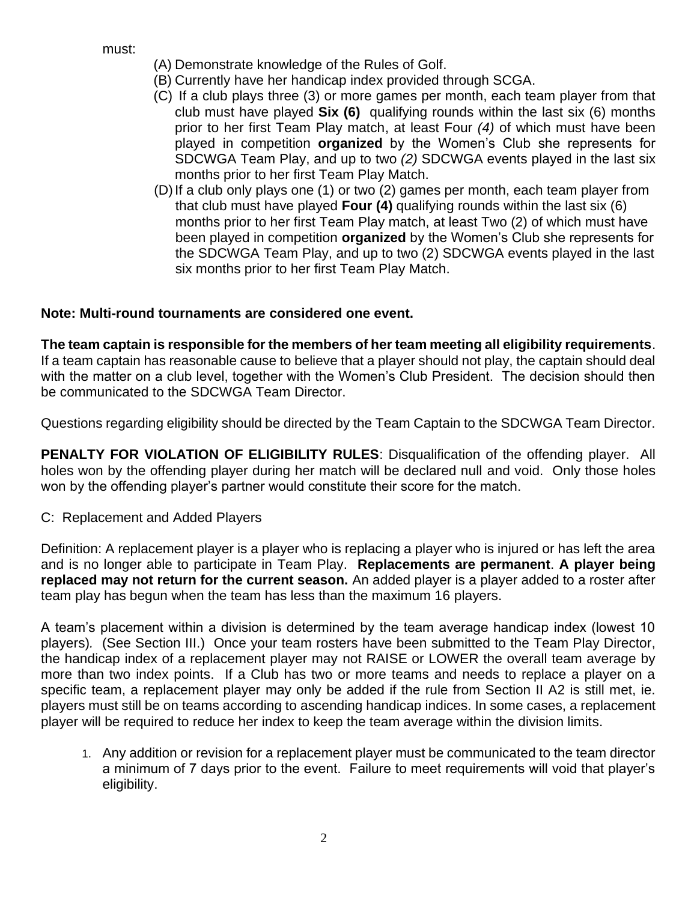must:

(A) Demonstrate knowledge of the Rules of Golf.
(B) Currently have her handicap index provided through SCGA.
(C) If a club plays three (3) or more games per month, each team player from that club must have played **Six (6)** qualifying rounds within the last six (6) months prior to her first Team Play match, at least Four *(4)* of which must have been played in competition **organized** by the Women's Club she represents for SDCWGA Team Play, and up to two *(2)* SDCWGA events played in the last six months prior to her first Team Play Match.
(D) If a club only plays one (1) or two (2) games per month, each team player from that club must have played **Four (4)** qualifying rounds within the last six (6) months prior to her first Team Play match, at least Two (2) of which must have been played in competition **organized** by the Women's Club she represents for the SDCWGA Team Play, and up to two (2) SDCWGA events played in the last six months prior to her first Team Play Match.

**Note: Multi-round tournaments are considered one event.**

**The team captain is responsible for the members of her team meeting all eligibility requirements**. If a team captain has reasonable cause to believe that a player should not play, the captain should deal with the matter on a club level, together with the Women's Club President. The decision should then be communicated to the SDCWGA Team Director.

Questions regarding eligibility should be directed by the Team Captain to the SDCWGA Team Director.

**PENALTY FOR VIOLATION OF ELIGIBILITY RULES**: Disqualification of the offending player. All holes won by the offending player during her match will be declared null and void. Only those holes won by the offending player's partner would constitute their score for the match.

C: Replacement and Added Players

Definition: A replacement player is a player who is replacing a player who is injured or has left the area and is no longer able to participate in Team Play. **Replacements are permanent**. **A player being replaced may not return for the current season.** An added player is a player added to a roster after team play has begun when the team has less than the maximum 16 players.

A team's placement within a division is determined by the team average handicap index (lowest 10 players). (See Section III.) Once your team rosters have been submitted to the Team Play Director, the handicap index of a replacement player may not RAISE or LOWER the overall team average by more than two index points. If a Club has two or more teams and needs to replace a player on a specific team, a replacement player may only be added if the rule from Section II A2 is still met, ie. players must still be on teams according to ascending handicap indices. In some cases, a replacement player will be required to reduce her index to keep the team average within the division limits.

1. Any addition or revision for a replacement player must be communicated to the team director a minimum of 7 days prior to the event. Failure to meet requirements will void that player's eligibility.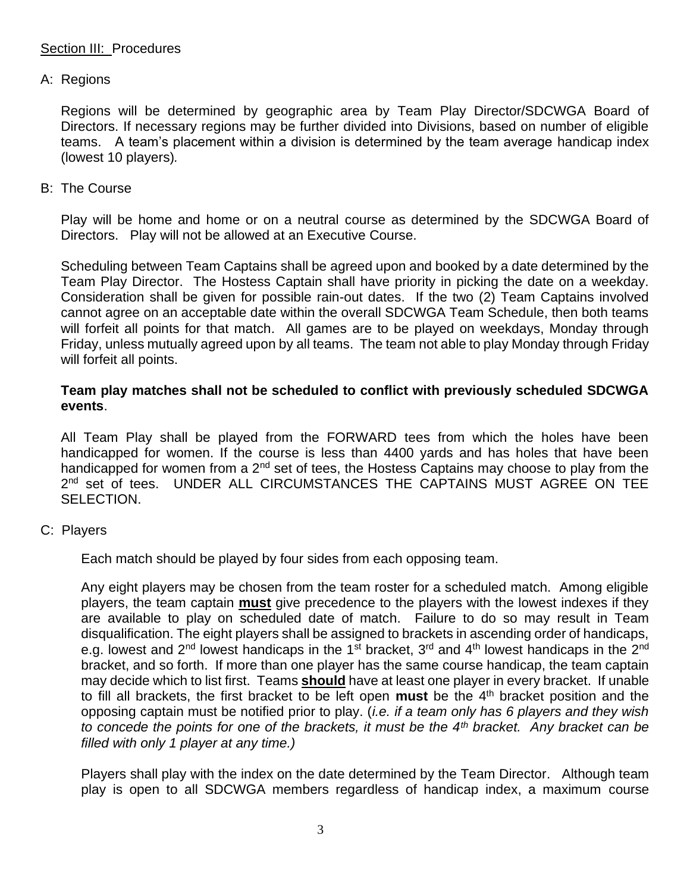## Section III: Procedures

### A: Regions

Regions will be determined by geographic area by Team Play Director/SDCWGA Board of Directors. If necessary regions may be further divided into Divisions, based on number of eligible teams. A team's placement within a division is determined by the team average handicap index (lowest 10 players).

### B: The Course

Play will be home and home or on a neutral course as determined by the SDCWGA Board of Directors. Play will not be allowed at an Executive Course.

Scheduling between Team Captains shall be agreed upon and booked by a date determined by the Team Play Director. The Hostess Captain shall have priority in picking the date on a weekday. Consideration shall be given for possible rain-out dates. If the two (2) Team Captains involved cannot agree on an acceptable date within the overall SDCWGA Team Schedule, then both teams will forfeit all points for that match. All games are to be played on weekdays, Monday through Friday, unless mutually agreed upon by all teams. The team not able to play Monday through Friday will forfeit all points.

**Team play matches shall not be scheduled to conflict with previously scheduled SDCWGA events**.

All Team Play shall be played from the FORWARD tees from which the holes have been handicapped for women. If the course is less than 4400 yards and has holes that have been handicapped for women from a 2nd set of tees, the Hostess Captains may choose to play from the 2nd set of tees. UNDER ALL CIRCUMSTANCES THE CAPTAINS MUST AGREE ON TEE SELECTION.

### C: Players

Each match should be played by four sides from each opposing team.

Any eight players may be chosen from the team roster for a scheduled match. Among eligible players, the team captain **must** give precedence to the players with the lowest indexes if they are available to play on scheduled date of match. Failure to do so may result in Team disqualification. The eight players shall be assigned to brackets in ascending order of handicaps, e.g. lowest and 2nd lowest handicaps in the 1st bracket, 3rd and 4th lowest handicaps in the 2nd bracket, and so forth. If more than one player has the same course handicap, the team captain may decide which to list first. Teams **should** have at least one player in every bracket. If unable to fill all brackets, the first bracket to be left open **must** be the 4th bracket position and the opposing captain must be notified prior to play. (*i.e. if a team only has 6 players and they wish to concede the points for one of the brackets, it must be the 4th bracket. Any bracket can be filled with only 1 player at any time.)*

Players shall play with the index on the date determined by the Team Director. Although team play is open to all SDCWGA members regardless of handicap index, a maximum course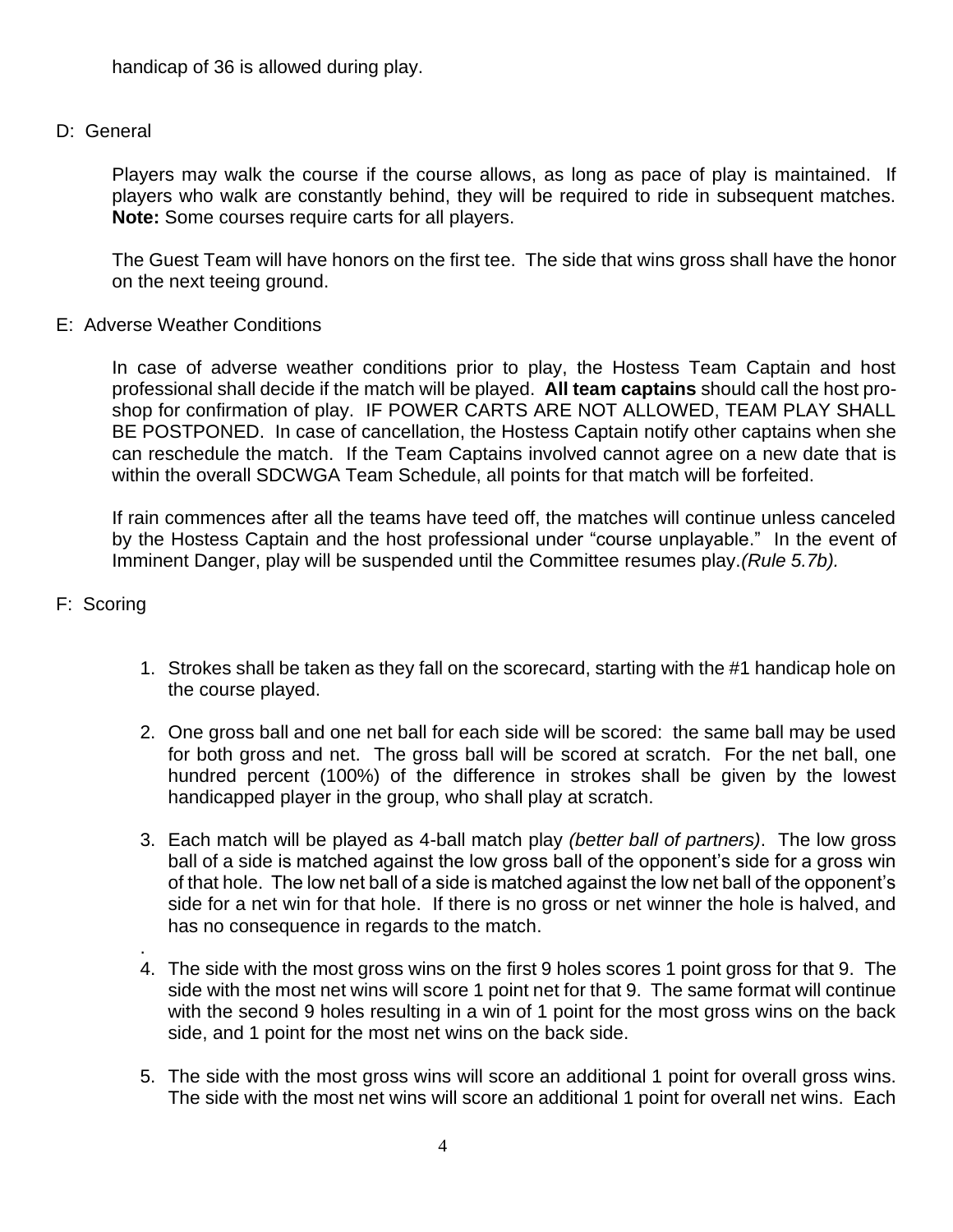handicap of 36 is allowed during play.

D: General

Players may walk the course if the course allows, as long as pace of play is maintained. If players who walk are constantly behind, they will be required to ride in subsequent matches. **Note:** Some courses require carts for all players.

The Guest Team will have honors on the first tee. The side that wins gross shall have the honor on the next teeing ground.

E: Adverse Weather Conditions

In case of adverse weather conditions prior to play, the Hostess Team Captain and host professional shall decide if the match will be played. **All team captains** should call the host pro-shop for confirmation of play. IF POWER CARTS ARE NOT ALLOWED, TEAM PLAY SHALL BE POSTPONED. In case of cancellation, the Hostess Captain notify other captains when she can reschedule the match. If the Team Captains involved cannot agree on a new date that is within the overall SDCWGA Team Schedule, all points for that match will be forfeited.

If rain commences after all the teams have teed off, the matches will continue unless canceled by the Hostess Captain and the host professional under "course unplayable." In the event of Imminent Danger, play will be suspended until the Committee resumes play.*(Rule 5.7b).*

F: Scoring

1. Strokes shall be taken as they fall on the scorecard, starting with the #1 handicap hole on the course played.

2. One gross ball and one net ball for each side will be scored: the same ball may be used for both gross and net. The gross ball will be scored at scratch. For the net ball, one hundred percent (100%) of the difference in strokes shall be given by the lowest handicapped player in the group, who shall play at scratch.

3. Each match will be played as 4-ball match play *(better ball of partners)*. The low gross ball of a side is matched against the low gross ball of the opponent's side for a gross win of that hole. The low net ball of a side is matched against the low net ball of the opponent's side for a net win for that hole. If there is no gross or net winner the hole is halved, and has no consequence in regards to the match.

.

4. The side with the most gross wins on the first 9 holes scores 1 point gross for that 9. The side with the most net wins will score 1 point net for that 9. The same format will continue with the second 9 holes resulting in a win of 1 point for the most gross wins on the back side, and 1 point for the most net wins on the back side.

5. The side with the most gross wins will score an additional 1 point for overall gross wins. The side with the most net wins will score an additional 1 point for overall net wins. Each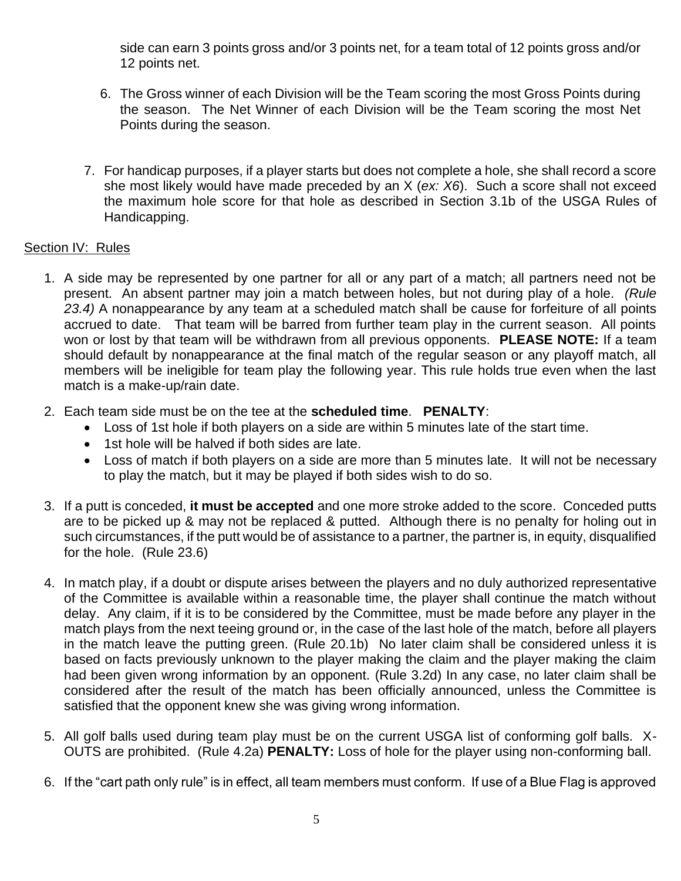side can earn 3 points gross and/or 3 points net, for a team total of 12 points gross and/or 12 points net.

6. The Gross winner of each Division will be the Team scoring the most Gross Points during the season. The Net Winner of each Division will be the Team scoring the most Net Points during the season.

7. For handicap purposes, if a player starts but does not complete a hole, she shall record a score she most likely would have made preceded by an X (*ex: X6*). Such a score shall not exceed the maximum hole score for that hole as described in Section 3.1b of the USGA Rules of Handicapping.

## Section IV: Rules

1. A side may be represented by one partner for all or any part of a match; all partners need not be present. An absent partner may join a match between holes, but not during play of a hole. *(Rule 23.4)* A nonappearance by any team at a scheduled match shall be cause for forfeiture of all points accrued to date. That team will be barred from further team play in the current season. All points won or lost by that team will be withdrawn from all previous opponents. **PLEASE NOTE:** If a team should default by nonappearance at the final match of the regular season or any playoff match, all members will be ineligible for team play the following year. This rule holds true even when the last match is a make-up/rain date.

2. Each team side must be on the tee at the **scheduled time**. **PENALTY**:
   - Loss of 1st hole if both players on a side are within 5 minutes late of the start time.
   - 1st hole will be halved if both sides are late.
   - Loss of match if both players on a side are more than 5 minutes late. It will not be necessary to play the match, but it may be played if both sides wish to do so.

3. If a putt is conceded, **it must be accepted** and one more stroke added to the score. Conceded putts are to be picked up & may not be replaced & putted. Although there is no penalty for holing out in such circumstances, if the putt would be of assistance to a partner, the partner is, in equity, disqualified for the hole. (Rule 23.6)

4. In match play, if a doubt or dispute arises between the players and no duly authorized representative of the Committee is available within a reasonable time, the player shall continue the match without delay. Any claim, if it is to be considered by the Committee, must be made before any player in the match plays from the next teeing ground or, in the case of the last hole of the match, before all players in the match leave the putting green. (Rule 20.1b) No later claim shall be considered unless it is based on facts previously unknown to the player making the claim and the player making the claim had been given wrong information by an opponent. (Rule 3.2d) In any case, no later claim shall be considered after the result of the match has been officially announced, unless the Committee is satisfied that the opponent knew she was giving wrong information.

5. All golf balls used during team play must be on the current USGA list of conforming golf balls. X-OUTS are prohibited. (Rule 4.2a) **PENALTY:** Loss of hole for the player using non-conforming ball.

6. If the "cart path only rule" is in effect, all team members must conform. If use of a Blue Flag is approved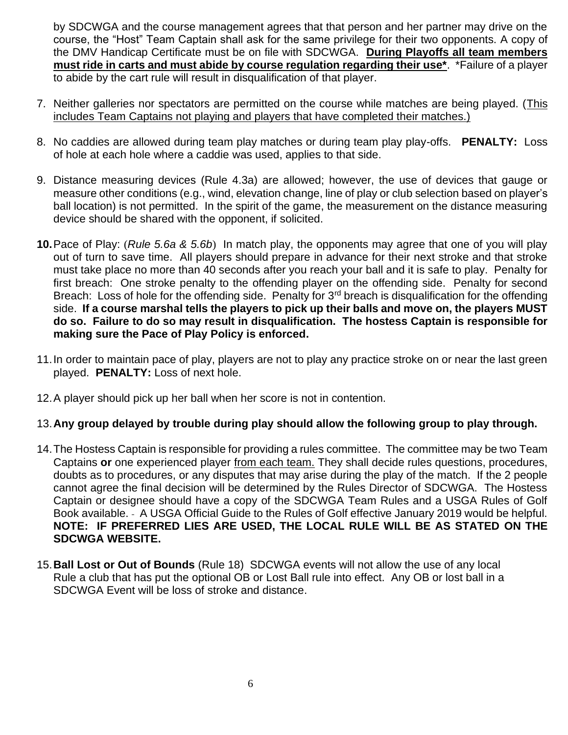by SDCWGA and the course management agrees that that person and her partner may drive on the course, the "Host" Team Captain shall ask for the same privilege for their two opponents. A copy of the DMV Handicap Certificate must be on file with SDCWGA. **<u>During Playoffs all team members must ride in carts and must abide by course regulation regarding their use*</u>**. *Failure of a player to abide by the cart rule will result in disqualification of that player.

7. Neither galleries nor spectators are permitted on the course while matches are being played. (<u>This includes Team Captains not playing and players that have completed their matches.)</u>

8. No caddies are allowed during team play matches or during team play play-offs. **PENALTY:** Loss of hole at each hole where a caddie was used, applies to that side.

9. Distance measuring devices (Rule 4.3a) are allowed; however, the use of devices that gauge or measure other conditions (e.g., wind, elevation change, line of play or club selection based on player's ball location) is not permitted. In the spirit of the game, the measurement on the distance measuring device should be shared with the opponent, if solicited.

**10.** Pace of Play: (*Rule 5.6a & 5.6b*) In match play, the opponents may agree that one of you will play out of turn to save time. All players should prepare in advance for their next stroke and that stroke must take place no more than 40 seconds after you reach your ball and it is safe to play. Penalty for first breach: One stroke penalty to the offending player on the offending side. Penalty for second Breach: Loss of hole for the offending side. Penalty for 3rd breach is disqualification for the offending side. **If a course marshal tells the players to pick up their balls and move on, the players MUST do so. Failure to do so may result in disqualification. The hostess Captain is responsible for making sure the Pace of Play Policy is enforced.**

11. In order to maintain pace of play, players are not to play any practice stroke on or near the last green played. **PENALTY:** Loss of next hole.

12. A player should pick up her ball when her score is not in contention.

13. **Any group delayed by trouble during play should allow the following group to play through.**

14. The Hostess Captain is responsible for providing a rules committee. The committee may be two Team Captains **or** one experienced player <u>from each team.</u> They shall decide rules questions, procedures, doubts as to procedures, or any disputes that may arise during the play of the match. If the 2 people cannot agree the final decision will be determined by the Rules Director of SDCWGA. The Hostess Captain or designee should have a copy of the SDCWGA Team Rules and a USGA Rules of Golf Book available. - A USGA Official Guide to the Rules of Golf effective January 2019 would be helpful. **NOTE: IF PREFERRED LIES ARE USED, THE LOCAL RULE WILL BE AS STATED ON THE SDCWGA WEBSITE.**

15. **Ball Lost or Out of Bounds** (Rule 18) SDCWGA events will not allow the use of any local Rule a club that has put the optional OB or Lost Ball rule into effect. Any OB or lost ball in a SDCWGA Event will be loss of stroke and distance.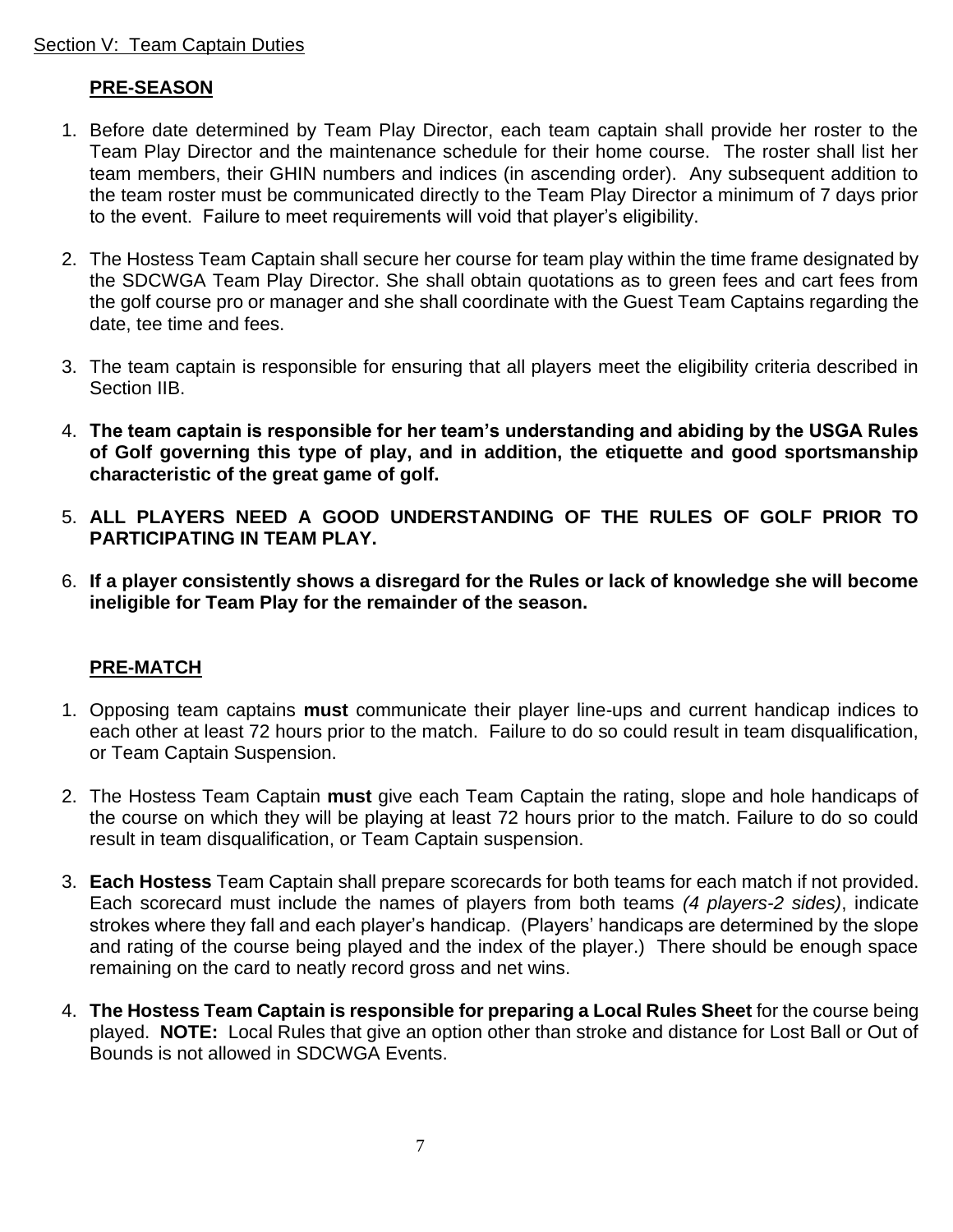Section V: Team Captain Duties

## PRE-SEASON

1. Before date determined by Team Play Director, each team captain shall provide her roster to the Team Play Director and the maintenance schedule for their home course. The roster shall list her team members, their GHIN numbers and indices (in ascending order). Any subsequent addition to the team roster must be communicated directly to the Team Play Director a minimum of 7 days prior to the event. Failure to meet requirements will void that player's eligibility.

2. The Hostess Team Captain shall secure her course for team play within the time frame designated by the SDCWGA Team Play Director. She shall obtain quotations as to green fees and cart fees from the golf course pro or manager and she shall coordinate with the Guest Team Captains regarding the date, tee time and fees.

3. The team captain is responsible for ensuring that all players meet the eligibility criteria described in Section IIB.

4. **The team captain is responsible for her team's understanding and abiding by the USGA Rules of Golf governing this type of play, and in addition, the etiquette and good sportsmanship characteristic of the great game of golf.**

5. **ALL PLAYERS NEED A GOOD UNDERSTANDING OF THE RULES OF GOLF PRIOR TO PARTICIPATING IN TEAM PLAY.**

6. **If a player consistently shows a disregard for the Rules or lack of knowledge she will become ineligible for Team Play for the remainder of the season.**

## PRE-MATCH

1. Opposing team captains **must** communicate their player line-ups and current handicap indices to each other at least 72 hours prior to the match. Failure to do so could result in team disqualification, or Team Captain Suspension.

2. The Hostess Team Captain **must** give each Team Captain the rating, slope and hole handicaps of the course on which they will be playing at least 72 hours prior to the match. Failure to do so could result in team disqualification, or Team Captain suspension.

3. **Each Hostess** Team Captain shall prepare scorecards for both teams for each match if not provided. Each scorecard must include the names of players from both teams *(4 players-2 sides)*, indicate strokes where they fall and each player's handicap. (Players' handicaps are determined by the slope and rating of the course being played and the index of the player.) There should be enough space remaining on the card to neatly record gross and net wins.

4. **The Hostess Team Captain is responsible for preparing a Local Rules Sheet** for the course being played. **NOTE:** Local Rules that give an option other than stroke and distance for Lost Ball or Out of Bounds is not allowed in SDCWGA Events.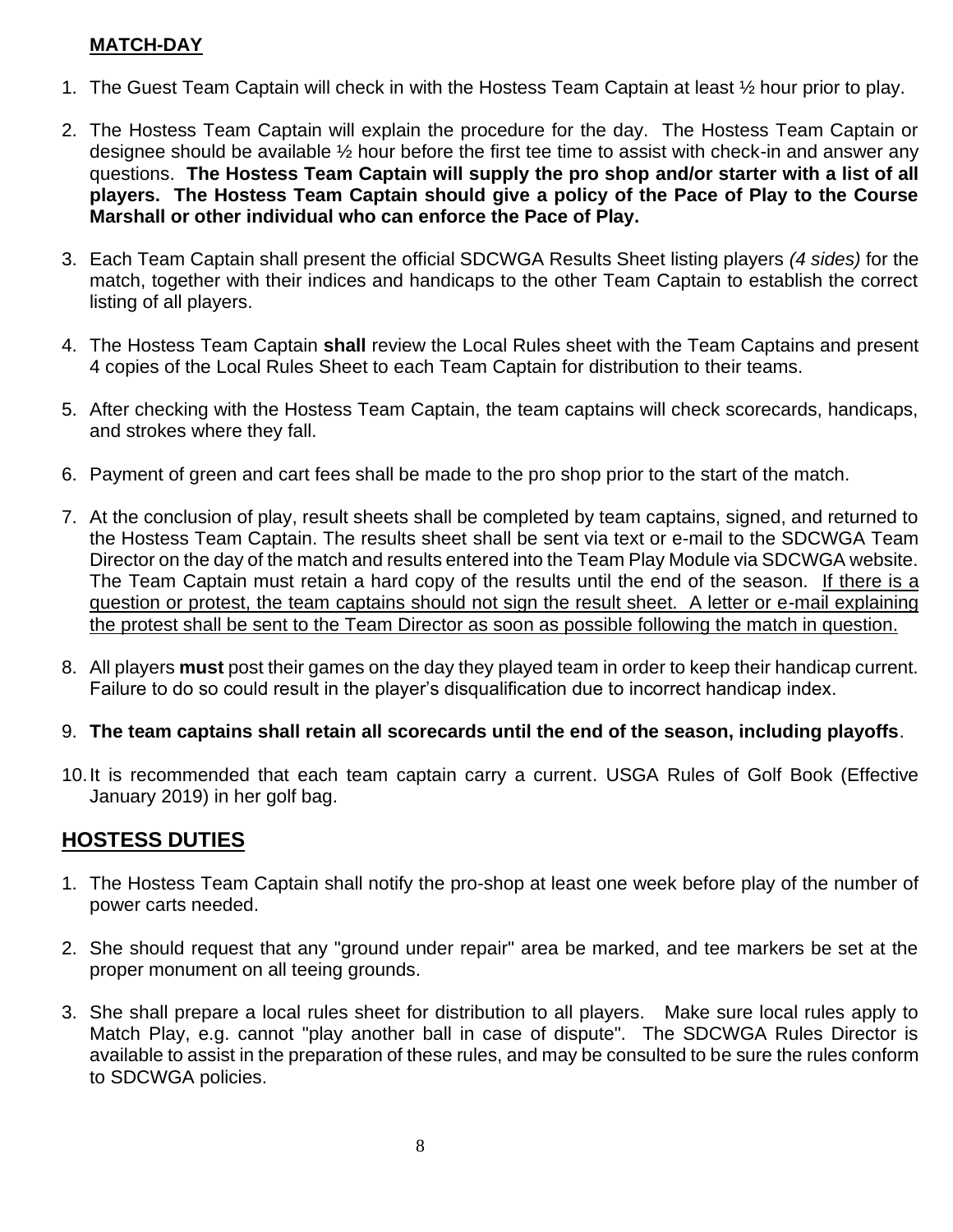## MATCH-DAY

1. The Guest Team Captain will check in with the Hostess Team Captain at least ½ hour prior to play.
2. The Hostess Team Captain will explain the procedure for the day. The Hostess Team Captain or designee should be available ½ hour before the first tee time to assist with check-in and answer any questions. **The Hostess Team Captain will supply the pro shop and/or starter with a list of all players. The Hostess Team Captain should give a policy of the Pace of Play to the Course Marshall or other individual who can enforce the Pace of Play.**
3. Each Team Captain shall present the official SDCWGA Results Sheet listing players *(4 sides)* for the match, together with their indices and handicaps to the other Team Captain to establish the correct listing of all players.
4. The Hostess Team Captain **shall** review the Local Rules sheet with the Team Captains and present 4 copies of the Local Rules Sheet to each Team Captain for distribution to their teams.
5. After checking with the Hostess Team Captain, the team captains will check scorecards, handicaps, and strokes where they fall.
6. Payment of green and cart fees shall be made to the pro shop prior to the start of the match.
7. At the conclusion of play, result sheets shall be completed by team captains, signed, and returned to the Hostess Team Captain. The results sheet shall be sent via text or e-mail to the SDCWGA Team Director on the day of the match and results entered into the Team Play Module via SDCWGA website. The Team Captain must retain a hard copy of the results until the end of the season. <u>If there is a question or protest, the team captains should not sign the result sheet. A letter or e-mail explaining the protest shall be sent to the Team Director as soon as possible following the match in question.</u>
8. All players **must** post their games on the day they played team in order to keep their handicap current. Failure to do so could result in the player's disqualification due to incorrect handicap index.
9. **The team captains shall retain all scorecards until the end of the season, including playoffs**.
10. It is recommended that each team captain carry a current. USGA Rules of Golf Book (Effective January 2019) in her golf bag.

## HOSTESS DUTIES

1. The Hostess Team Captain shall notify the pro-shop at least one week before play of the number of power carts needed.
2. She should request that any "ground under repair" area be marked, and tee markers be set at the proper monument on all teeing grounds.
3. She shall prepare a local rules sheet for distribution to all players. Make sure local rules apply to Match Play, e.g. cannot "play another ball in case of dispute". The SDCWGA Rules Director is available to assist in the preparation of these rules, and may be consulted to be sure the rules conform to SDCWGA policies.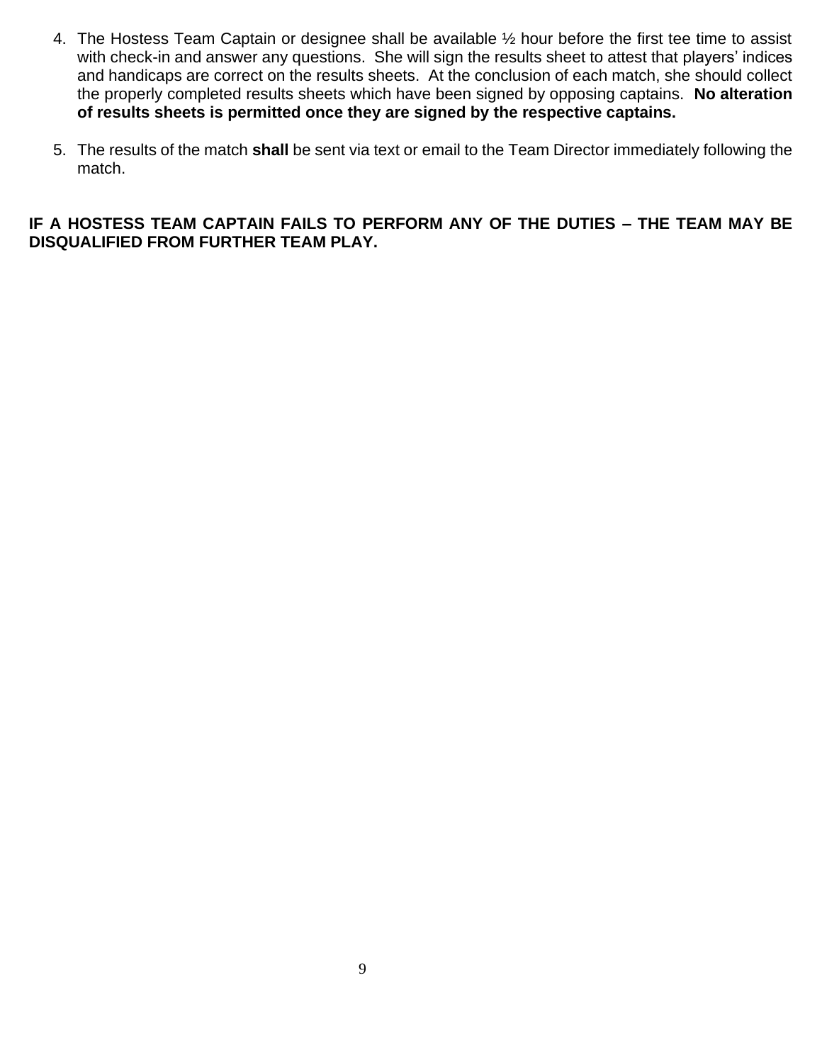4. The Hostess Team Captain or designee shall be available ½ hour before the first tee time to assist with check-in and answer any questions. She will sign the results sheet to attest that players' indices and handicaps are correct on the results sheets. At the conclusion of each match, she should collect the properly completed results sheets which have been signed by opposing captains. **No alteration of results sheets is permitted once they are signed by the respective captains.**

5. The results of the match **shall** be sent via text or email to the Team Director immediately following the match.

**IF A HOSTESS TEAM CAPTAIN FAILS TO PERFORM ANY OF THE DUTIES – THE TEAM MAY BE DISQUALIFIED FROM FURTHER TEAM PLAY.**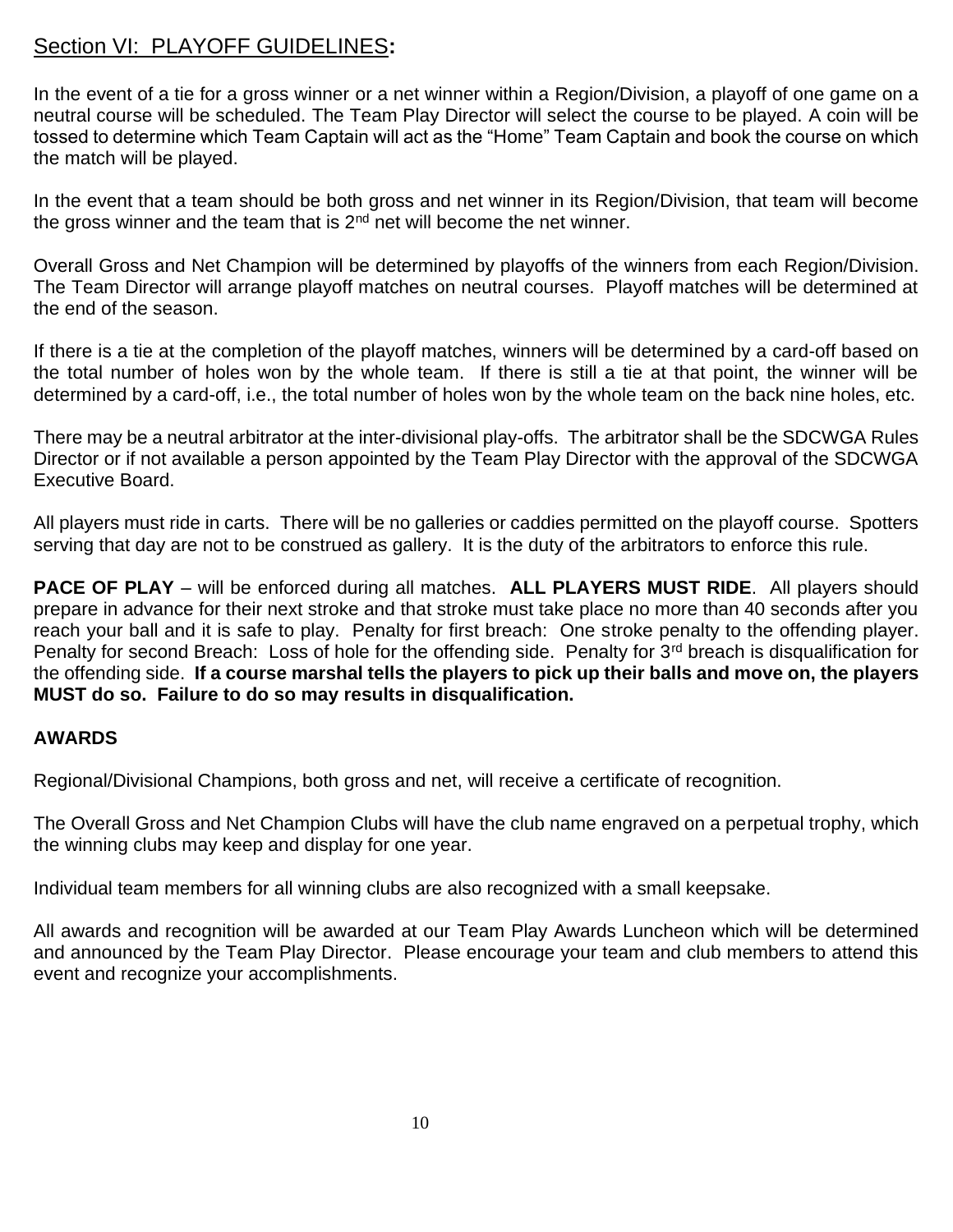## Section VI: PLAYOFF GUIDELINES:

In the event of a tie for a gross winner or a net winner within a Region/Division, a playoff of one game on a neutral course will be scheduled. The Team Play Director will select the course to be played. A coin will be tossed to determine which Team Captain will act as the "Home" Team Captain and book the course on which the match will be played.

In the event that a team should be both gross and net winner in its Region/Division, that team will become the gross winner and the team that is 2nd net will become the net winner.

Overall Gross and Net Champion will be determined by playoffs of the winners from each Region/Division. The Team Director will arrange playoff matches on neutral courses. Playoff matches will be determined at the end of the season.

If there is a tie at the completion of the playoff matches, winners will be determined by a card-off based on the total number of holes won by the whole team. If there is still a tie at that point, the winner will be determined by a card-off, i.e., the total number of holes won by the whole team on the back nine holes, etc.

There may be a neutral arbitrator at the inter-divisional play-offs. The arbitrator shall be the SDCWGA Rules Director or if not available a person appointed by the Team Play Director with the approval of the SDCWGA Executive Board.

All players must ride in carts. There will be no galleries or caddies permitted on the playoff course. Spotters serving that day are not to be construed as gallery. It is the duty of the arbitrators to enforce this rule.

**PACE OF PLAY** – will be enforced during all matches. **ALL PLAYERS MUST RIDE**. All players should prepare in advance for their next stroke and that stroke must take place no more than 40 seconds after you reach your ball and it is safe to play. Penalty for first breach: One stroke penalty to the offending player. Penalty for second Breach: Loss of hole for the offending side. Penalty for 3rd breach is disqualification for the offending side. **If a course marshal tells the players to pick up their balls and move on, the players MUST do so. Failure to do so may results in disqualification.**

### AWARDS

Regional/Divisional Champions, both gross and net, will receive a certificate of recognition.

The Overall Gross and Net Champion Clubs will have the club name engraved on a perpetual trophy, which the winning clubs may keep and display for one year.

Individual team members for all winning clubs are also recognized with a small keepsake.

All awards and recognition will be awarded at our Team Play Awards Luncheon which will be determined and announced by the Team Play Director. Please encourage your team and club members to attend this event and recognize your accomplishments.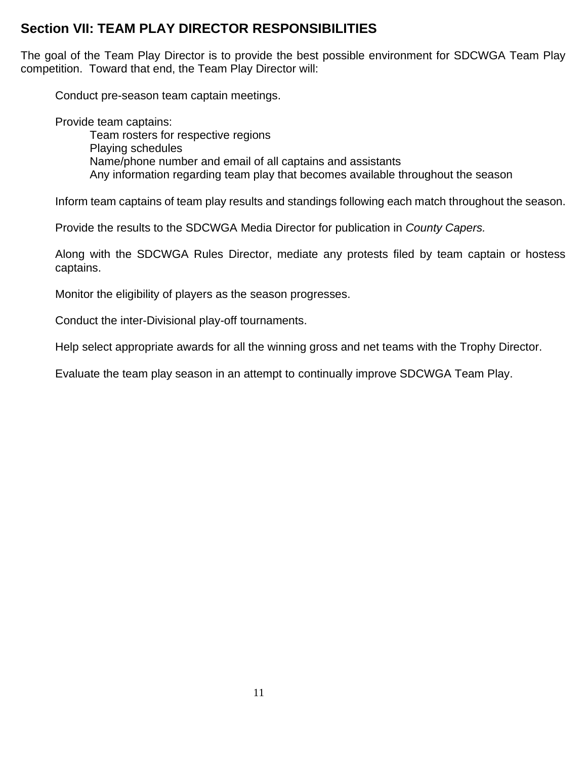## Section VII: TEAM PLAY DIRECTOR RESPONSIBILITIES

The goal of the Team Play Director is to provide the best possible environment for SDCWGA Team Play competition. Toward that end, the Team Play Director will:

Conduct pre-season team captain meetings.

Provide team captains:
- Team rosters for respective regions
- Playing schedules
- Name/phone number and email of all captains and assistants
- Any information regarding team play that becomes available throughout the season

Inform team captains of team play results and standings following each match throughout the season.

Provide the results to the SDCWGA Media Director for publication in *County Capers.*

Along with the SDCWGA Rules Director, mediate any protests filed by team captain or hostess captains.

Monitor the eligibility of players as the season progresses.

Conduct the inter-Divisional play-off tournaments.

Help select appropriate awards for all the winning gross and net teams with the Trophy Director.

Evaluate the team play season in an attempt to continually improve SDCWGA Team Play.